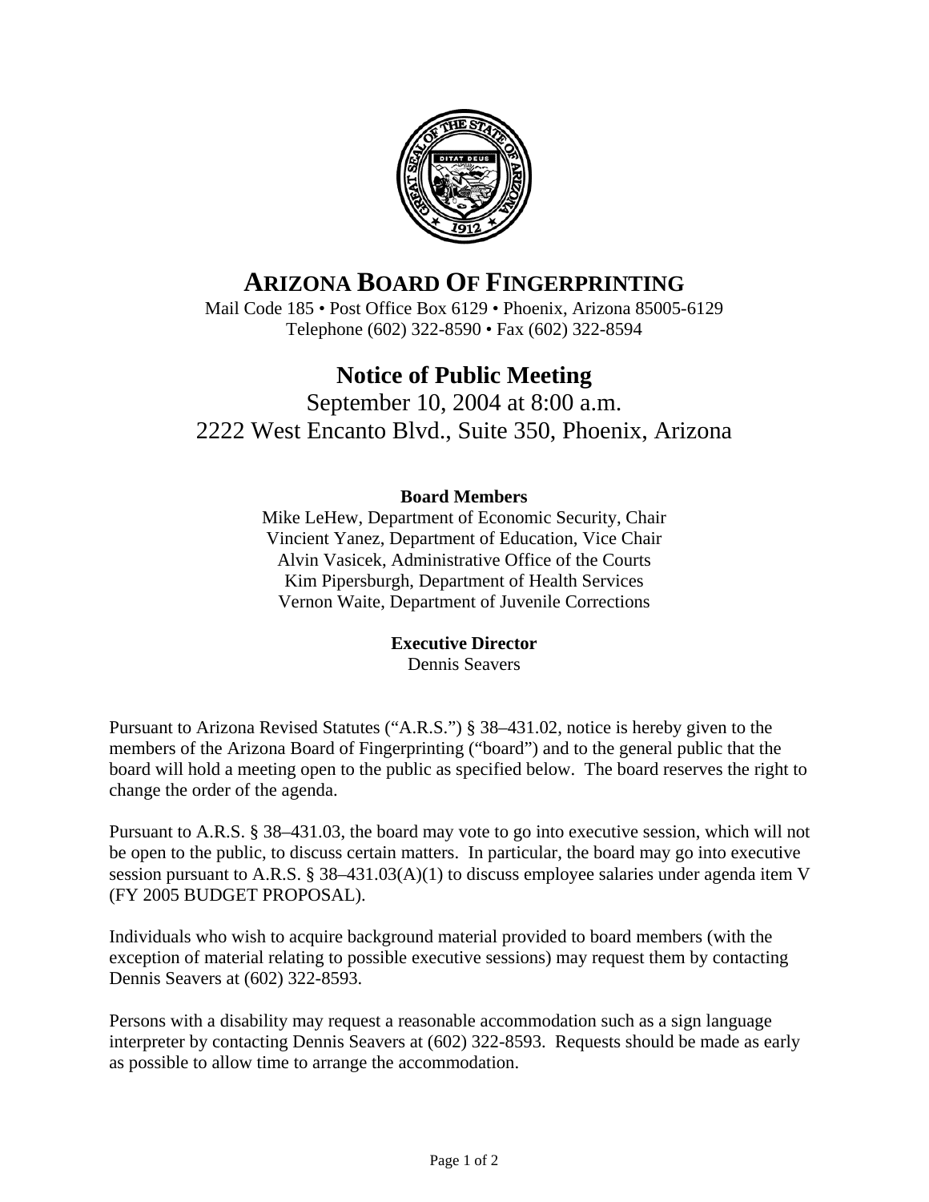# ARIZONA BOARD OF FINGERPRINTING

Mail Code 185 • Post Office Box 6129 • Phoenix, Arizona 85005-6129
Telephone (602) 322-8590 • Fax (602) 322-8594

## Notice of Public Meeting

September 10, 2004 at 8:00 a.m.
2222 West Encanto Blvd., Suite 350, Phoenix, Arizona

**Board Members**

Mike LeHew, Department of Economic Security, Chair
Vincient Yanez, Department of Education, Vice Chair
Alvin Vasicek, Administrative Office of the Courts
Kim Pipersburgh, Department of Health Services
Vernon Waite, Department of Juvenile Corrections

**Executive Director**

Dennis Seavers

Pursuant to Arizona Revised Statutes ("A.R.S.") § 38–431.02, notice is hereby given to the members of the Arizona Board of Fingerprinting ("board") and to the general public that the board will hold a meeting open to the public as specified below. The board reserves the right to change the order of the agenda.

Pursuant to A.R.S. § 38–431.03, the board may vote to go into executive session, which will not be open to the public, to discuss certain matters. In particular, the board may go into executive session pursuant to A.R.S. § 38–431.03(A)(1) to discuss employee salaries under agenda item V (FY 2005 BUDGET PROPOSAL).

Individuals who wish to acquire background material provided to board members (with the exception of material relating to possible executive sessions) may request them by contacting Dennis Seavers at (602) 322-8593.

Persons with a disability may request a reasonable accommodation such as a sign language interpreter by contacting Dennis Seavers at (602) 322-8593. Requests should be made as early as possible to allow time to arrange the accommodation.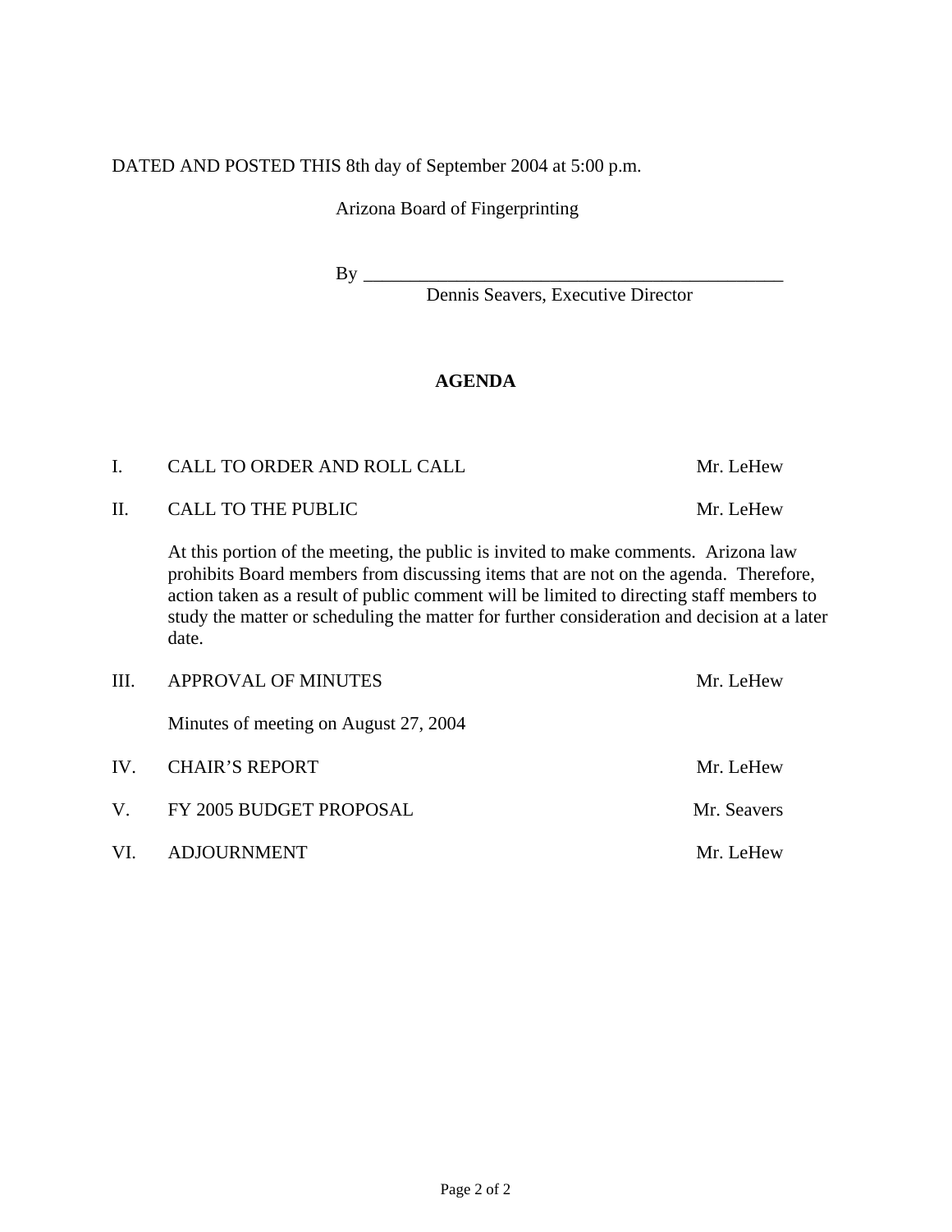DATED AND POSTED THIS 8th day of September 2004 at 5:00 p.m.

Arizona Board of Fingerprinting

By _______________________________________________

Dennis Seavers, Executive Director

**AGENDA**

I. CALL TO ORDER AND ROLL CALL — Mr. LeHew

II. CALL TO THE PUBLIC — Mr. LeHew

At this portion of the meeting, the public is invited to make comments. Arizona law prohibits Board members from discussing items that are not on the agenda. Therefore, action taken as a result of public comment will be limited to directing staff members to study the matter or scheduling the matter for further consideration and decision at a later date.

III. APPROVAL OF MINUTES — Mr. LeHew

Minutes of meeting on August 27, 2004

IV. CHAIR'S REPORT — Mr. LeHew

V. FY 2005 BUDGET PROPOSAL — Mr. Seavers

VI. ADJOURNMENT — Mr. LeHew